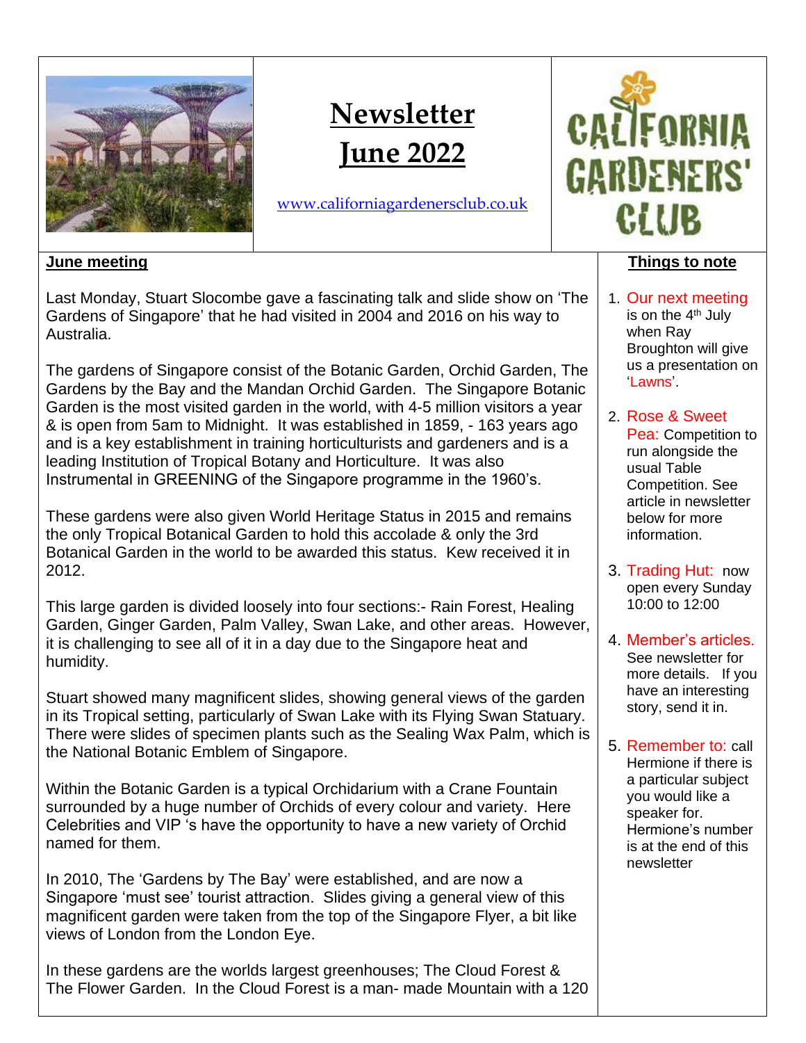# Newsletter June 2022

www.californiagardenersclub.co.uk

CALIFORNIA GARDENERS' CLUB

## June meeting

Last Monday, Stuart Slocombe gave a fascinating talk and slide show on 'The Gardens of Singapore' that he had visited in 2004 and 2016 on his way to Australia.

The gardens of Singapore consist of the Botanic Garden, Orchid Garden, The Gardens by the Bay and the Mandan Orchid Garden. The Singapore Botanic Garden is the most visited garden in the world, with 4-5 million visitors a year & is open from 5am to Midnight. It was established in 1859, - 163 years ago and is a key establishment in training horticulturists and gardeners and is a leading Institution of Tropical Botany and Horticulture. It was also Instrumental in GREENING of the Singapore programme in the 1960's.

These gardens were also given World Heritage Status in 2015 and remains the only Tropical Botanical Garden to hold this accolade & only the 3rd Botanical Garden in the world to be awarded this status. Kew received it in 2012.

This large garden is divided loosely into four sections:- Rain Forest, Healing Garden, Ginger Garden, Palm Valley, Swan Lake, and other areas. However, it is challenging to see all of it in a day due to the Singapore heat and humidity.

Stuart showed many magnificent slides, showing general views of the garden in its Tropical setting, particularly of Swan Lake with its Flying Swan Statuary. There were slides of specimen plants such as the Sealing Wax Palm, which is the National Botanic Emblem of Singapore.

Within the Botanic Garden is a typical Orchidarium with a Crane Fountain surrounded by a huge number of Orchids of every colour and variety. Here Celebrities and VIP 's have the opportunity to have a new variety of Orchid named for them.

In 2010, The 'Gardens by The Bay' were established, and are now a Singapore 'must see' tourist attraction. Slides giving a general view of this magnificent garden were taken from the top of the Singapore Flyer, a bit like views of London from the London Eye.

In these gardens are the worlds largest greenhouses; The Cloud Forest & The Flower Garden. In the Cloud Forest is a man- made Mountain with a 120

## Things to note

1. Our next meeting is on the 4th July when Ray Broughton will give us a presentation on 'Lawns'.
2. Rose & Sweet Pea: Competition to run alongside the usual Table Competition. See article in newsletter below for more information.
3. Trading Hut: now open every Sunday 10:00 to 12:00
4. Member's articles. See newsletter for more details. If you have an interesting story, send it in.
5. Remember to: call Hermione if there is a particular subject you would like a speaker for. Hermione's number is at the end of this newsletter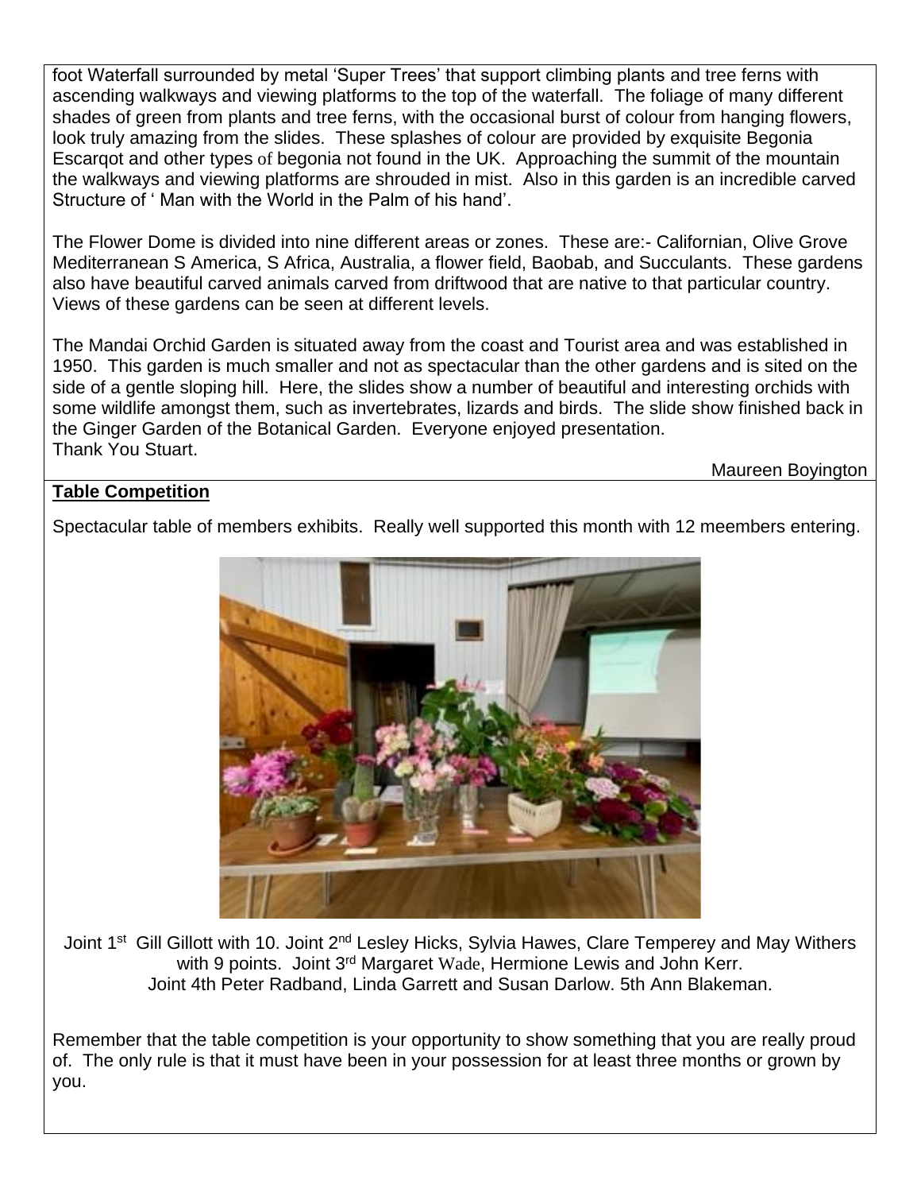foot Waterfall surrounded by metal 'Super Trees' that support climbing plants and tree ferns with ascending walkways and viewing platforms to the top of the waterfall. The foliage of many different shades of green from plants and tree ferns, with the occasional burst of colour from hanging flowers, look truly amazing from the slides. These splashes of colour are provided by exquisite Begonia Escarqot and other types of begonia not found in the UK. Approaching the summit of the mountain the walkways and viewing platforms are shrouded in mist. Also in this garden is an incredible carved Structure of ' Man with the World in the Palm of his hand'.

The Flower Dome is divided into nine different areas or zones. These are:- Californian, Olive Grove Mediterranean S America, S Africa, Australia, a flower field, Baobab, and Succulants. These gardens also have beautiful carved animals carved from driftwood that are native to that particular country. Views of these gardens can be seen at different levels.

The Mandai Orchid Garden is situated away from the coast and Tourist area and was established in 1950. This garden is much smaller and not as spectacular than the other gardens and is sited on the side of a gentle sloping hill. Here, the slides show a number of beautiful and interesting orchids with some wildlife amongst them, such as invertebrates, lizards and birds. The slide show finished back in the Ginger Garden of the Botanical Garden. Everyone enjoyed presentation.
Thank You Stuart.

Maureen Boyington

**Table Competition**

Spectacular table of members exhibits. Really well supported this month with 12 meembers entering.

Joint 1st Gill Gillott with 10. Joint 2nd Lesley Hicks, Sylvia Hawes, Clare Temperey and May Withers with 9 points. Joint 3rd Margaret Wade, Hermione Lewis and John Kerr.
Joint 4th Peter Radband, Linda Garrett and Susan Darlow. 5th Ann Blakeman.

Remember that the table competition is your opportunity to show something that you are really proud of. The only rule is that it must have been in your possession for at least three months or grown by you.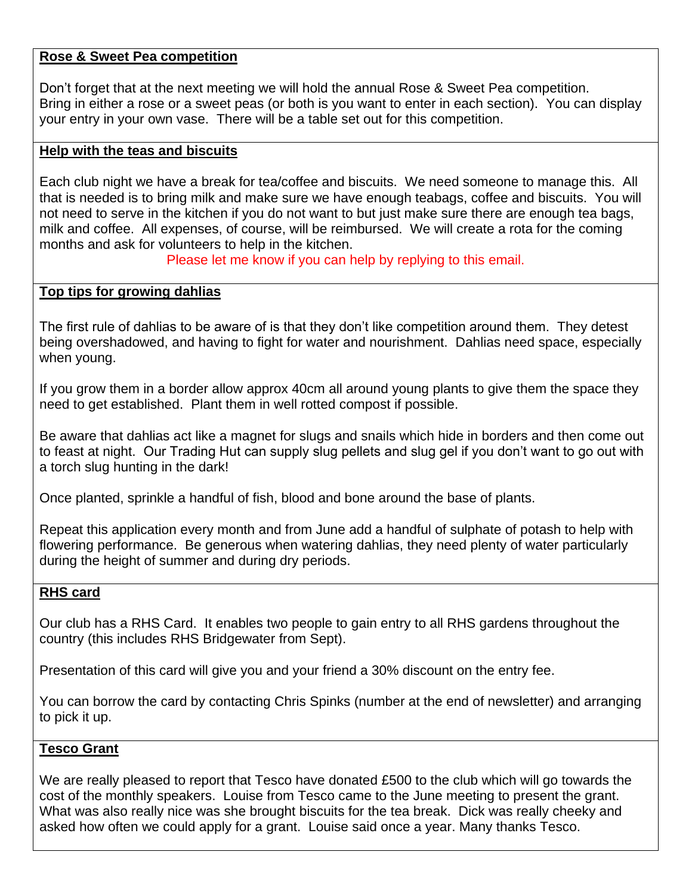## Rose & Sweet Pea competition

Don't forget that at the next meeting we will hold the annual Rose & Sweet Pea competition. Bring in either a rose or a sweet peas (or both is you want to enter in each section). You can display your entry in your own vase. There will be a table set out for this competition.

## Help with the teas and biscuits

Each club night we have a break for tea/coffee and biscuits. We need someone to manage this. All that is needed is to bring milk and make sure we have enough teabags, coffee and biscuits. You will not need to serve in the kitchen if you do not want to but just make sure there are enough tea bags, milk and coffee. All expenses, of course, will be reimbursed. We will create a rota for the coming months and ask for volunteers to help in the kitchen.

Please let me know if you can help by replying to this email.

## Top tips for growing dahlias

The first rule of dahlias to be aware of is that they don't like competition around them. They detest being overshadowed, and having to fight for water and nourishment. Dahlias need space, especially when young.

If you grow them in a border allow approx 40cm all around young plants to give them the space they need to get established. Plant them in well rotted compost if possible.

Be aware that dahlias act like a magnet for slugs and snails which hide in borders and then come out to feast at night. Our Trading Hut can supply slug pellets and slug gel if you don't want to go out with a torch slug hunting in the dark!

Once planted, sprinkle a handful of fish, blood and bone around the base of plants.

Repeat this application every month and from June add a handful of sulphate of potash to help with flowering performance. Be generous when watering dahlias, they need plenty of water particularly during the height of summer and during dry periods.

## RHS card

Our club has a RHS Card. It enables two people to gain entry to all RHS gardens throughout the country (this includes RHS Bridgewater from Sept).

Presentation of this card will give you and your friend a 30% discount on the entry fee.

You can borrow the card by contacting Chris Spinks (number at the end of newsletter) and arranging to pick it up.

## Tesco Grant

We are really pleased to report that Tesco have donated £500 to the club which will go towards the cost of the monthly speakers. Louise from Tesco came to the June meeting to present the grant. What was also really nice was she brought biscuits for the tea break. Dick was really cheeky and asked how often we could apply for a grant. Louise said once a year. Many thanks Tesco.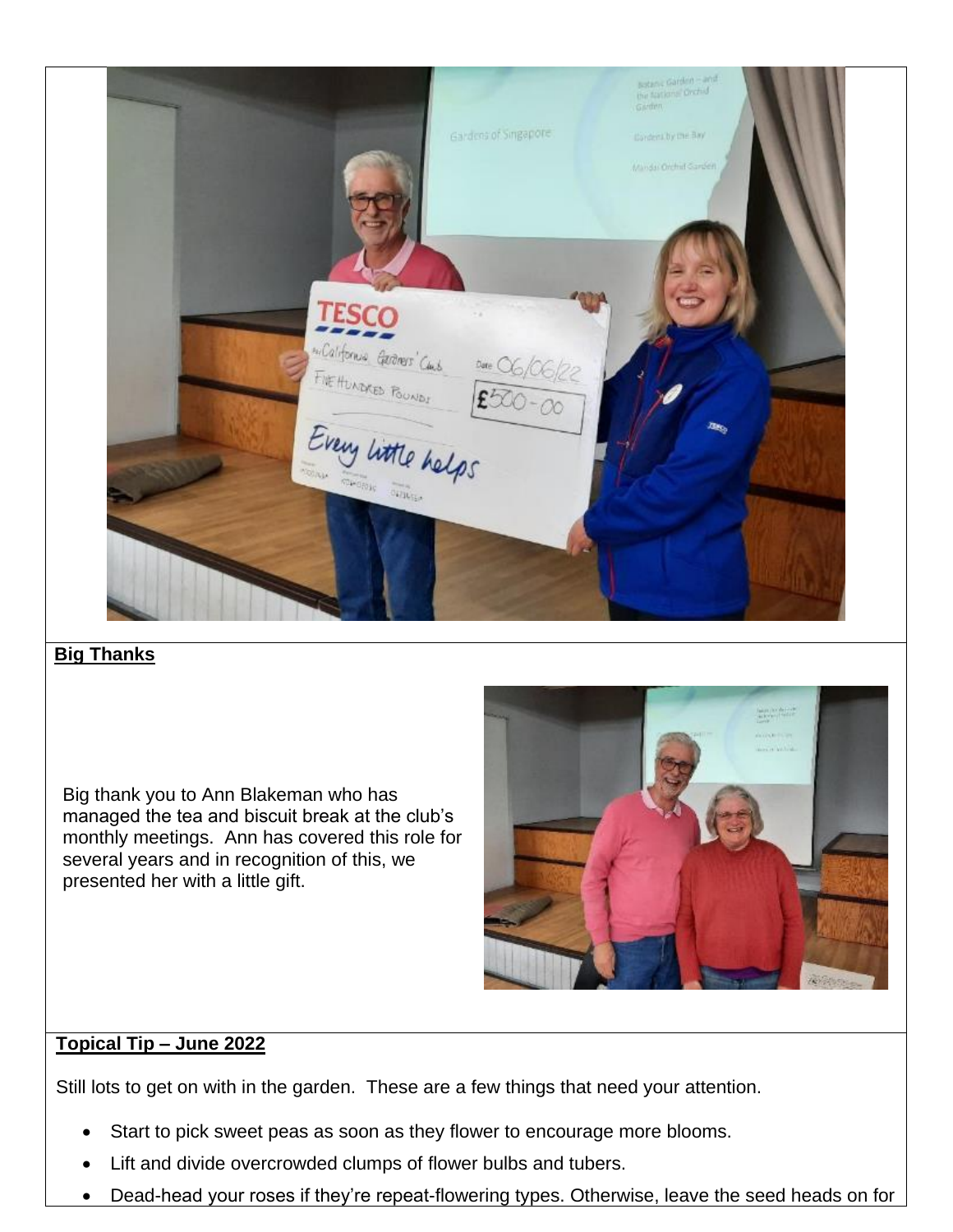**Big Thanks**

Big thank you to Ann Blakeman who has managed the tea and biscuit break at the club's monthly meetings. Ann has covered this role for several years and in recognition of this, we presented her with a little gift.

**Topical Tip – June 2022**

Still lots to get on with in the garden. These are a few things that need your attention.

- Start to pick sweet peas as soon as they flower to encourage more blooms.
- Lift and divide overcrowded clumps of flower bulbs and tubers.
- Dead-head your roses if they're repeat-flowering types. Otherwise, leave the seed heads on for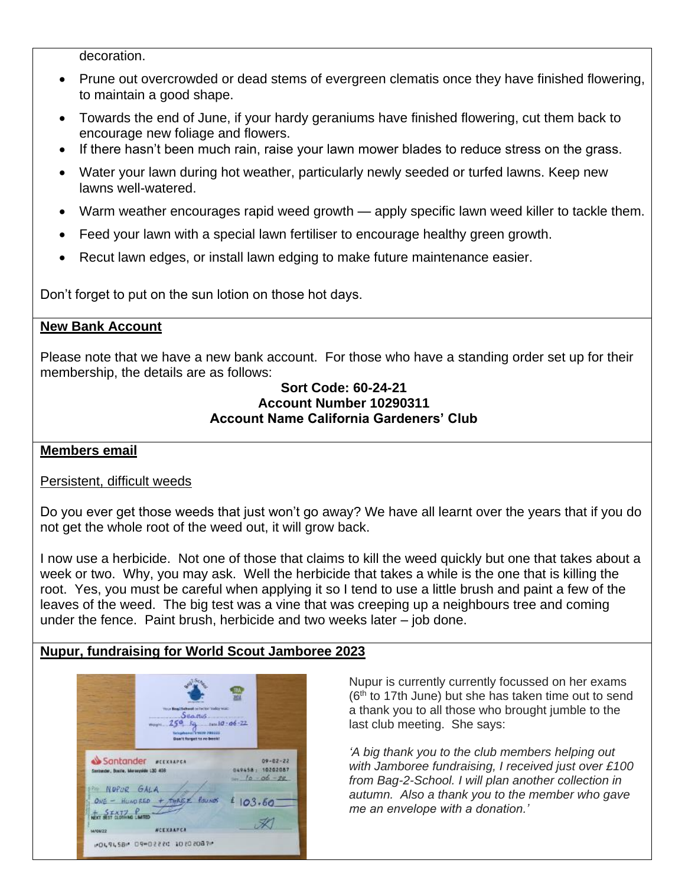decoration.

- Prune out overcrowded or dead stems of evergreen clematis once they have finished flowering, to maintain a good shape.
- Towards the end of June, if your hardy geraniums have finished flowering, cut them back to encourage new foliage and flowers.
- If there hasn't been much rain, raise your lawn mower blades to reduce stress on the grass.
- Water your lawn during hot weather, particularly newly seeded or turfed lawns. Keep new lawns well-watered.
- Warm weather encourages rapid weed growth — apply specific lawn weed killer to tackle them.
- Feed your lawn with a special lawn fertiliser to encourage healthy green growth.
- Recut lawn edges, or install lawn edging to make future maintenance easier.

Don't forget to put on the sun lotion on those hot days.

## New Bank Account

Please note that we have a new bank account. For those who have a standing order set up for their membership, the details are as follows:

**Sort Code: 60-24-21**
**Account Number 10290311**
**Account Name California Gardeners' Club**

## Members email

Persistent, difficult weeds

Do you ever get those weeds that just won't go away? We have all learnt over the years that if you do not get the whole root of the weed out, it will grow back.

I now use a herbicide. Not one of those that claims to kill the weed quickly but one that takes about a week or two. Why, you may ask. Well the herbicide that takes a while is the one that is killing the root. Yes, you must be careful when applying it so I tend to use a little brush and paint a few of the leaves of the weed. The big test was a vine that was creeping up a neighbours tree and coming under the fence. Paint brush, herbicide and two weeks later – job done.

## Nupur, fundraising for World Scout Jamboree 2023

Nupur is currently currently focussed on her exams (6th to 17th June) but she has taken time out to send a thank you to all those who brought jumble to the last club meeting. She says:

*'A big thank you to the club members helping out with Jamboree fundraising, I received just over £100 from Bag-2-School. I will plan another collection in autumn. Also a thank you to the member who gave me an envelope with a donation.'*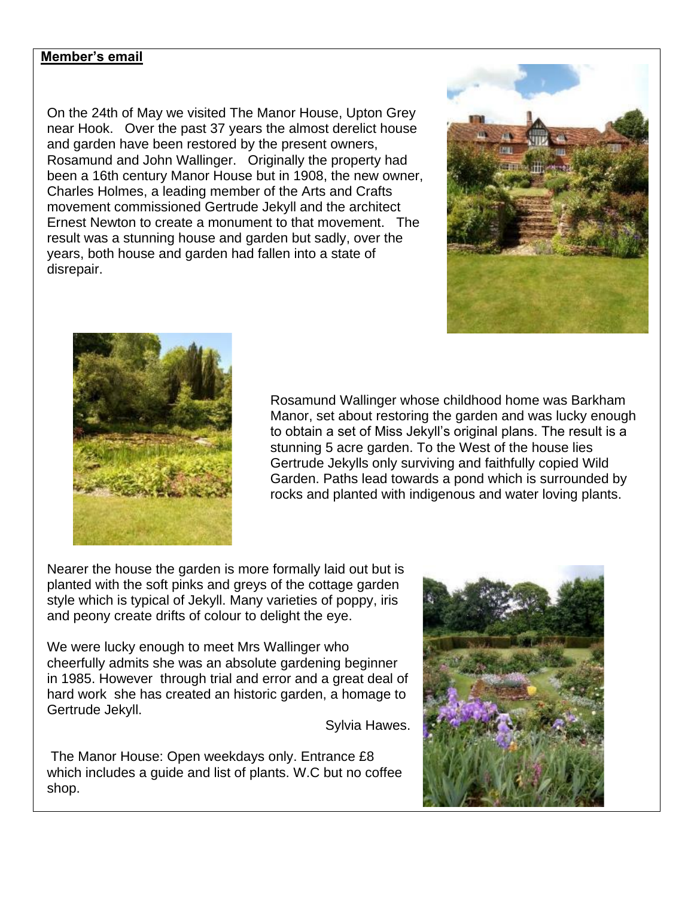**Member's email**

On the 24th of May we visited The Manor House, Upton Grey near Hook. Over the past 37 years the almost derelict house and garden have been restored by the present owners, Rosamund and John Wallinger. Originally the property had been a 16th century Manor House but in 1908, the new owner, Charles Holmes, a leading member of the Arts and Crafts movement commissioned Gertrude Jekyll and the architect Ernest Newton to create a monument to that movement. The result was a stunning house and garden but sadly, over the years, both house and garden had fallen into a state of disrepair.

Rosamund Wallinger whose childhood home was Barkham Manor, set about restoring the garden and was lucky enough to obtain a set of Miss Jekyll's original plans. The result is a stunning 5 acre garden. To the West of the house lies Gertrude Jekylls only surviving and faithfully copied Wild Garden. Paths lead towards a pond which is surrounded by rocks and planted with indigenous and water loving plants.

Nearer the house the garden is more formally laid out but is planted with the soft pinks and greys of the cottage garden style which is typical of Jekyll. Many varieties of poppy, iris and peony create drifts of colour to delight the eye.

We were lucky enough to meet Mrs Wallinger who cheerfully admits she was an absolute gardening beginner in 1985. However through trial and error and a great deal of hard work she has created an historic garden, a homage to Gertrude Jekyll.

Sylvia Hawes.

The Manor House: Open weekdays only. Entrance £8 which includes a guide and list of plants. W.C but no coffee shop.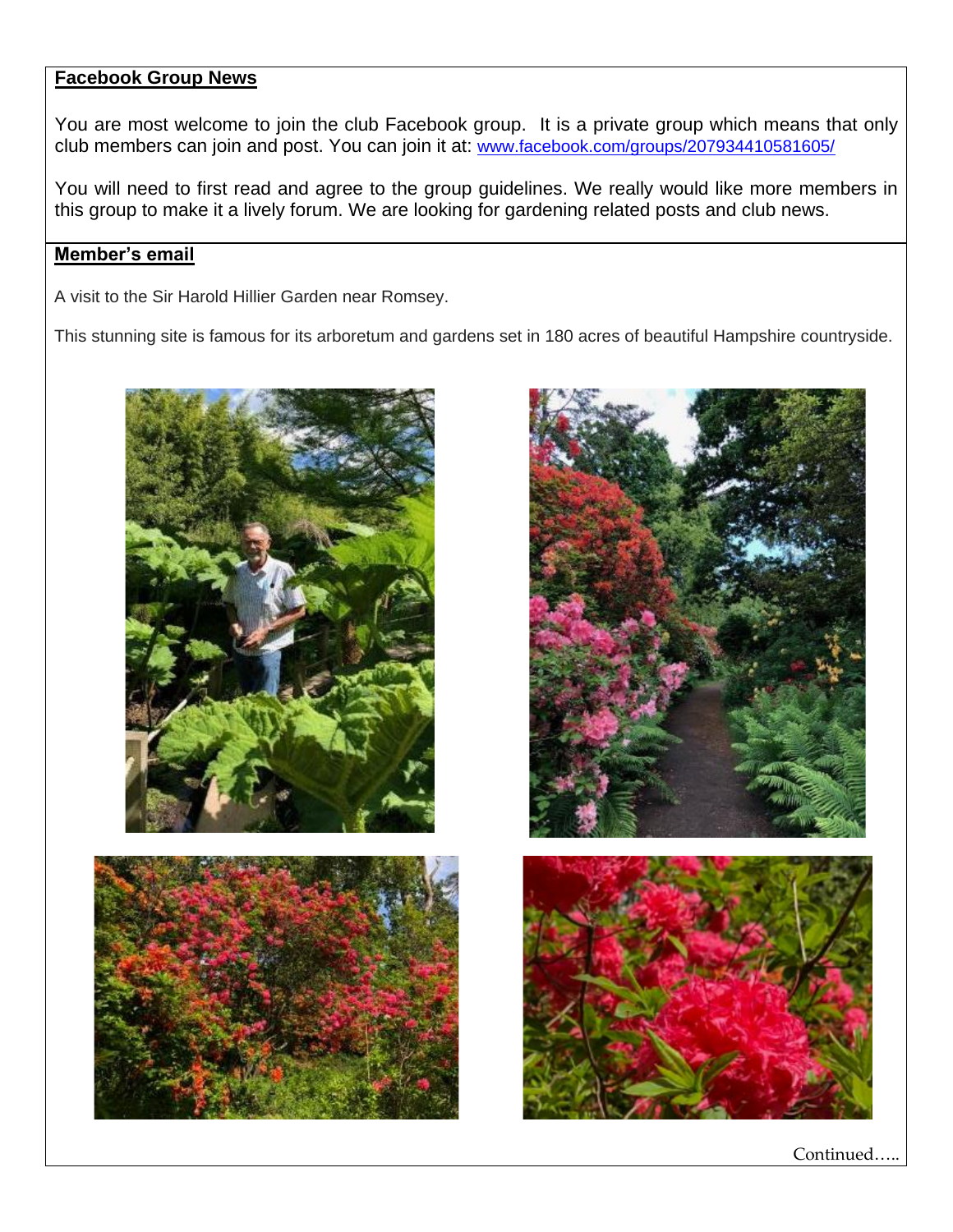**Facebook Group News**

You are most welcome to join the club Facebook group. It is a private group which means that only club members can join and post. You can join it at: www.facebook.com/groups/207934410581605/

You will need to first read and agree to the group guidelines. We really would like more members in this group to make it a lively forum. We are looking for gardening related posts and club news.

**Member's email**

A visit to the Sir Harold Hillier Garden near Romsey.

This stunning site is famous for its arboretum and gardens set in 180 acres of beautiful Hampshire countryside.

Continued…..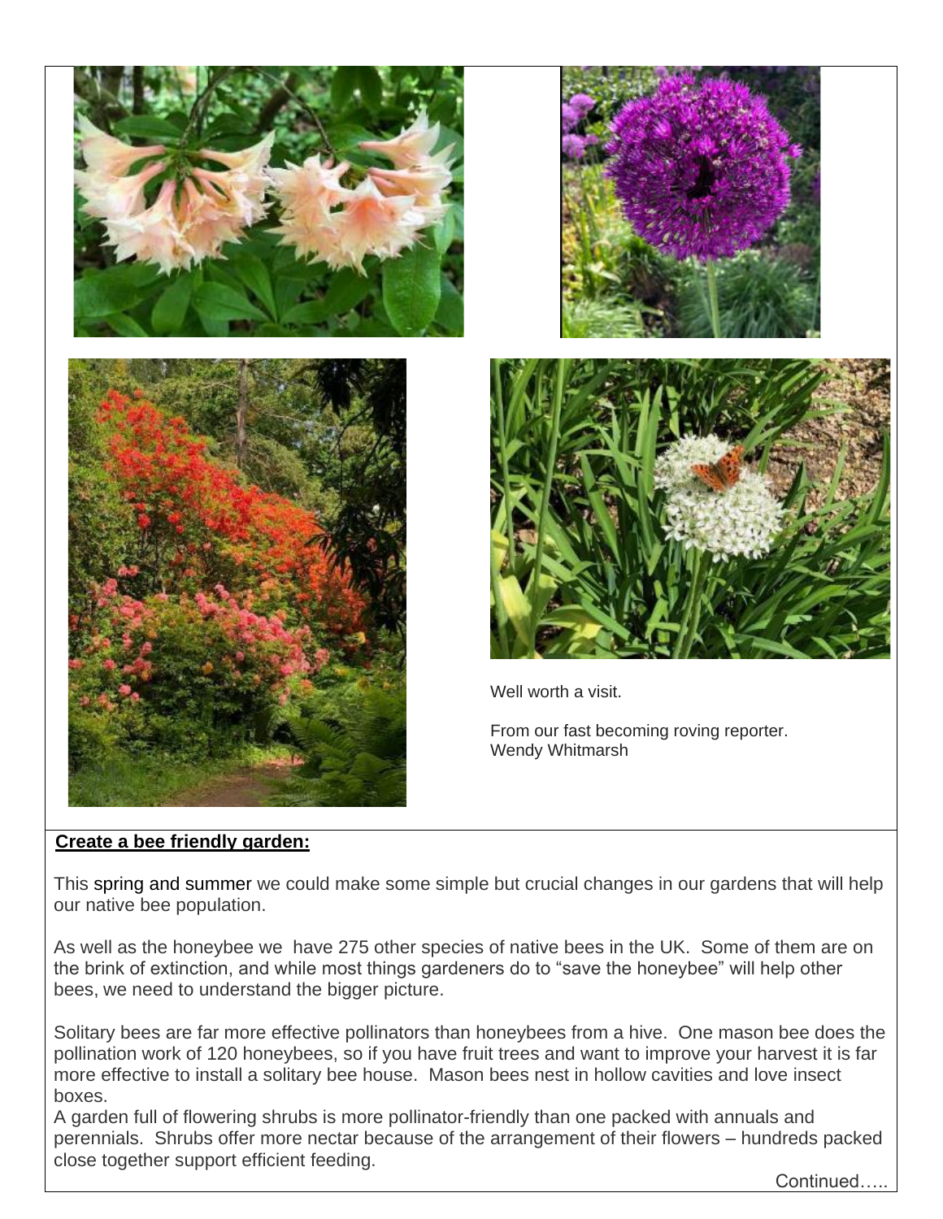Well worth a visit.

From our fast becoming roving reporter.
Wendy Whitmarsh

**Create a bee friendly garden:**

This spring and summer we could make some simple but crucial changes in our gardens that will help our native bee population.

As well as the honeybee we have 275 other species of native bees in the UK. Some of them are on the brink of extinction, and while most things gardeners do to "save the honeybee" will help other bees, we need to understand the bigger picture.

Solitary bees are far more effective pollinators than honeybees from a hive. One mason bee does the pollination work of 120 honeybees, so if you have fruit trees and want to improve your harvest it is far more effective to install a solitary bee house. Mason bees nest in hollow cavities and love insect boxes.
A garden full of flowering shrubs is more pollinator-friendly than one packed with annuals and perennials. Shrubs offer more nectar because of the arrangement of their flowers – hundreds packed close together support efficient feeding.

Continued…..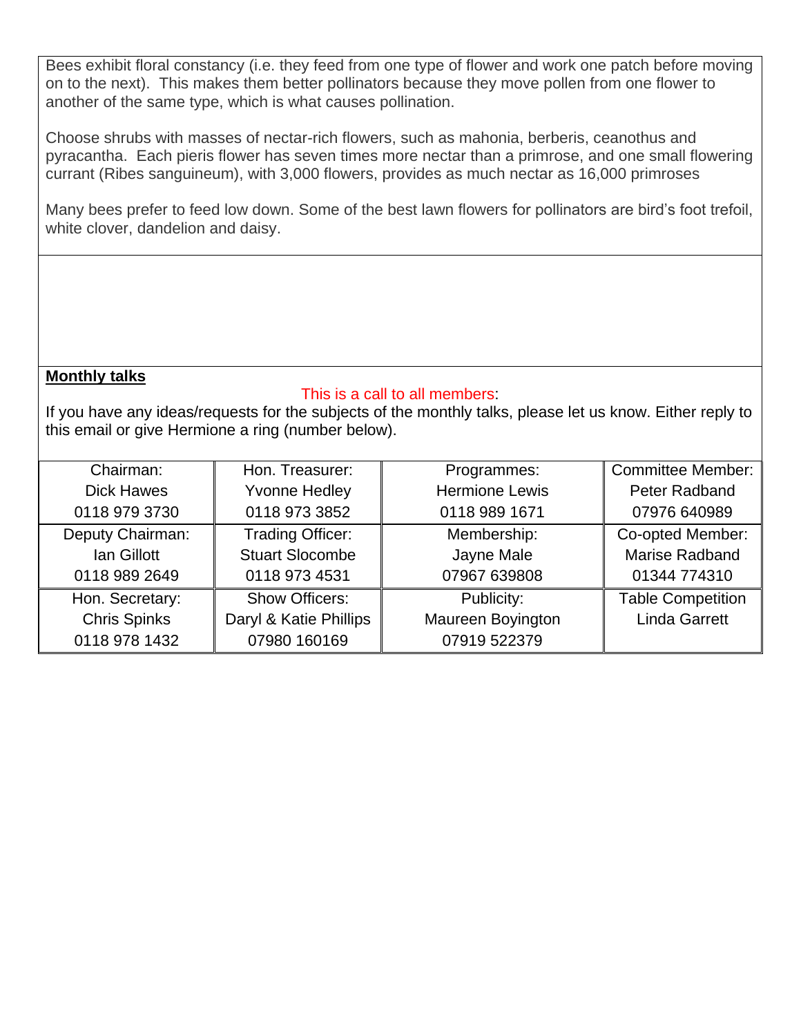Bees exhibit floral constancy (i.e. they feed from one type of flower and work one patch before moving on to the next). This makes them better pollinators because they move pollen from one flower to another of the same type, which is what causes pollination.

Choose shrubs with masses of nectar-rich flowers, such as mahonia, berberis, ceanothus and pyracantha. Each pieris flower has seven times more nectar than a primrose, and one small flowering currant (Ribes sanguineum), with 3,000 flowers, provides as much nectar as 16,000 primroses

Many bees prefer to feed low down. Some of the best lawn flowers for pollinators are bird's foot trefoil, white clover, dandelion and daisy.

**Monthly talks**

This is a call to all members:

If you have any ideas/requests for the subjects of the monthly talks, please let us know. Either reply to this email or give Hermione a ring (number below).

| | | | |
|---|---|---|---|
| Chairman:<br>Dick Hawes<br>0118 979 3730 | Hon. Treasurer:<br>Yvonne Hedley<br>0118 973 3852 | Programmes:<br>Hermione Lewis<br>0118 989 1671 | Committee Member:<br>Peter Radband<br>07976 640989 |
| Deputy Chairman:<br>Ian Gillott<br>0118 989 2649 | Trading Officer:<br>Stuart Slocombe<br>0118 973 4531 | Membership:<br>Jayne Male<br>07967 639808 | Co-opted Member:<br>Marise Radband<br>01344 774310 |
| Hon. Secretary:<br>Chris Spinks<br>0118 978 1432 | Show Officers:<br>Daryl & Katie Phillips<br>07980 160169 | Publicity:<br>Maureen Boyington<br>07919 522379 | Table Competition<br>Linda Garrett |